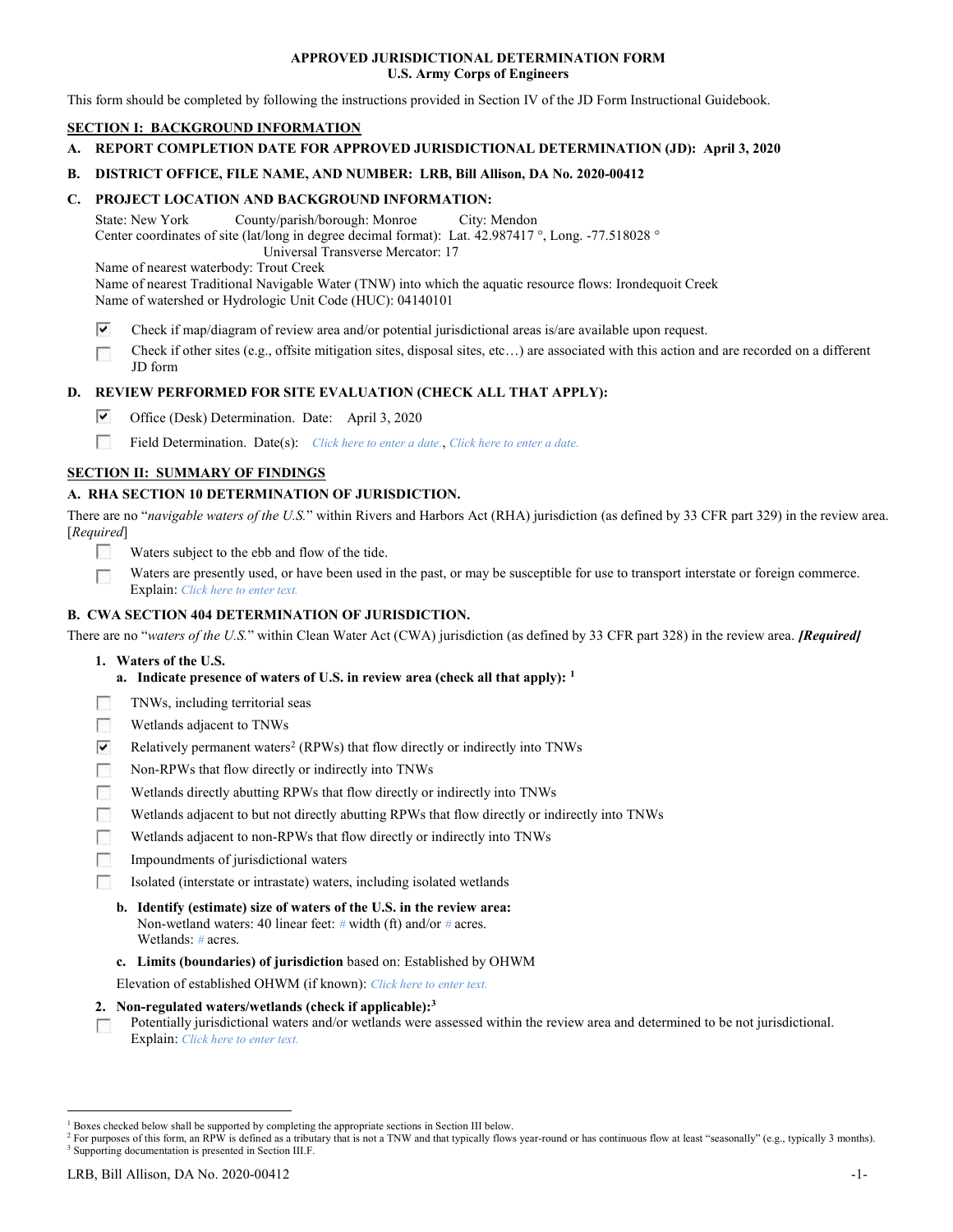**APPROVED JURISDICTIONAL DETERMINATION FORM**
**U.S. Army Corps of Engineers**

This form should be completed by following the instructions provided in Section IV of the JD Form Instructional Guidebook.

## SECTION I: BACKGROUND INFORMATION

**A. REPORT COMPLETION DATE FOR APPROVED JURISDICTIONAL DETERMINATION (JD): April 3, 2020**

**B. DISTRICT OFFICE, FILE NAME, AND NUMBER: LRB, Bill Allison, DA No. 2020-00412**

**C. PROJECT LOCATION AND BACKGROUND INFORMATION:**

State: New York County/parish/borough: Monroe City: Mendon
Center coordinates of site (lat/long in degree decimal format): Lat. 42.987417 °, Long. -77.518028 °
Universal Transverse Mercator: 17
Name of nearest waterbody: Trout Creek
Name of nearest Traditional Navigable Water (TNW) into which the aquatic resource flows: Irondequoit Creek
Name of watershed or Hydrologic Unit Code (HUC): 04140101

- [x] Check if map/diagram of review area and/or potential jurisdictional areas is/are available upon request.
- [ ] Check if other sites (e.g., offsite mitigation sites, disposal sites, etc…) are associated with this action and are recorded on a different JD form

**D. REVIEW PERFORMED FOR SITE EVALUATION (CHECK ALL THAT APPLY):**

- [x] Office (Desk) Determination. Date: April 3, 2020
- [ ] Field Determination. Date(s): *Click here to enter a date.*, *Click here to enter a date.*

## SECTION II: SUMMARY OF FINDINGS

**A. RHA SECTION 10 DETERMINATION OF JURISDICTION.**

There are no "*navigable waters of the U.S.*" within Rivers and Harbors Act (RHA) jurisdiction (as defined by 33 CFR part 329) in the review area. [*Required*]

- [ ] Waters subject to the ebb and flow of the tide.
- [ ] Waters are presently used, or have been used in the past, or may be susceptible for use to transport interstate or foreign commerce. Explain: *Click here to enter text.*

**B. CWA SECTION 404 DETERMINATION OF JURISDICTION.**

There are no "*waters of the U.S.*" within Clean Water Act (CWA) jurisdiction (as defined by 33 CFR part 328) in the review area. ***[Required]***

**1. Waters of the U.S.**

**a. Indicate presence of waters of U.S. in review area (check all that apply): [1]**

- [ ] TNWs, including territorial seas
- [ ] Wetlands adjacent to TNWs
- [x] Relatively permanent waters[2] (RPWs) that flow directly or indirectly into TNWs
- [ ] Non-RPWs that flow directly or indirectly into TNWs
- [ ] Wetlands directly abutting RPWs that flow directly or indirectly into TNWs
- [ ] Wetlands adjacent to but not directly abutting RPWs that flow directly or indirectly into TNWs
- [ ] Wetlands adjacent to non-RPWs that flow directly or indirectly into TNWs
- [ ] Impoundments of jurisdictional waters
- [ ] Isolated (interstate or intrastate) waters, including isolated wetlands

**b. Identify (estimate) size of waters of the U.S. in the review area:**
Non-wetland waters: 40 linear feet: # width (ft) and/or # acres.
Wetlands: # acres.

**c. Limits (boundaries) of jurisdiction** based on: Established by OHWM

Elevation of established OHWM (if known): *Click here to enter text.*

**2. Non-regulated waters/wetlands (check if applicable):[3]**

- [ ] Potentially jurisdictional waters and/or wetlands were assessed within the review area and determined to be not jurisdictional. Explain: *Click here to enter text.*

---

[1] Boxes checked below shall be supported by completing the appropriate sections in Section III below.
[2] For purposes of this form, an RPW is defined as a tributary that is not a TNW and that typically flows year-round or has continuous flow at least "seasonally" (e.g., typically 3 months).
[3] Supporting documentation is presented in Section III.F.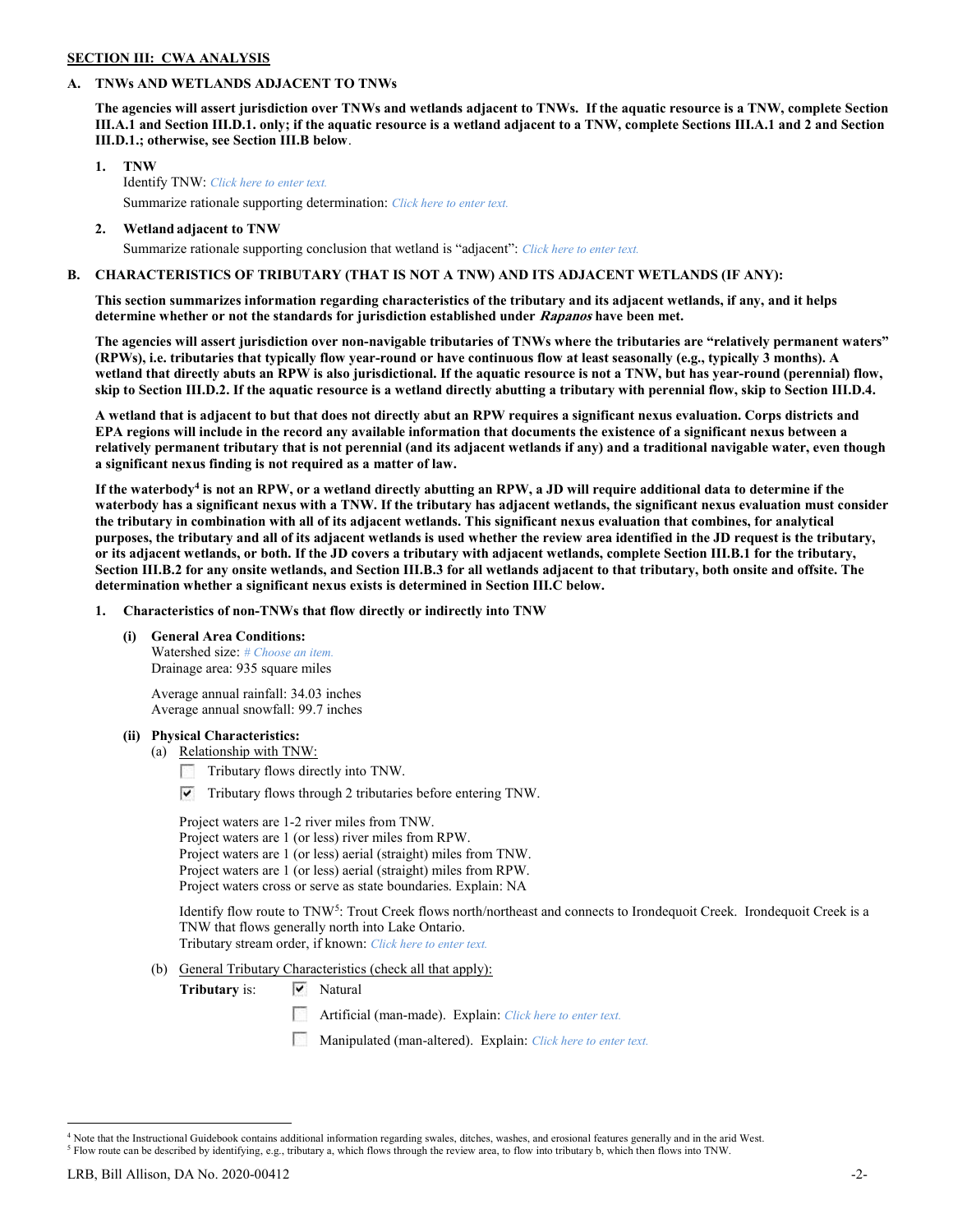**SECTION III: CWA ANALYSIS**

**A. TNWs AND WETLANDS ADJACENT TO TNWs**

**The agencies will assert jurisdiction over TNWs and wetlands adjacent to TNWs. If the aquatic resource is a TNW, complete Section III.A.1 and Section III.D.1. only; if the aquatic resource is a wetland adjacent to a TNW, complete Sections III.A.1 and 2 and Section III.D.1.; otherwise, see Section III.B below.**

**1. TNW**

Identify TNW: *Click here to enter text.*

Summarize rationale supporting determination: *Click here to enter text.*

**2. Wetland adjacent to TNW**

Summarize rationale supporting conclusion that wetland is "adjacent": *Click here to enter text.*

**B. CHARACTERISTICS OF TRIBUTARY (THAT IS NOT A TNW) AND ITS ADJACENT WETLANDS (IF ANY):**

**This section summarizes information regarding characteristics of the tributary and its adjacent wetlands, if any, and it helps determine whether or not the standards for jurisdiction established under *Rapanos* have been met.**

**The agencies will assert jurisdiction over non-navigable tributaries of TNWs where the tributaries are "relatively permanent waters" (RPWs), i.e. tributaries that typically flow year-round or have continuous flow at least seasonally (e.g., typically 3 months). A wetland that directly abuts an RPW is also jurisdictional. If the aquatic resource is not a TNW, but has year-round (perennial) flow, skip to Section III.D.2. If the aquatic resource is a wetland directly abutting a tributary with perennial flow, skip to Section III.D.4.**

**A wetland that is adjacent to but that does not directly abut an RPW requires a significant nexus evaluation. Corps districts and EPA regions will include in the record any available information that documents the existence of a significant nexus between a relatively permanent tributary that is not perennial (and its adjacent wetlands if any) and a traditional navigable water, even though a significant nexus finding is not required as a matter of law.**

**If the waterbody[4] is not an RPW, or a wetland directly abutting an RPW, a JD will require additional data to determine if the waterbody has a significant nexus with a TNW. If the tributary has adjacent wetlands, the significant nexus evaluation must consider the tributary in combination with all of its adjacent wetlands. This significant nexus evaluation that combines, for analytical purposes, the tributary and all of its adjacent wetlands is used whether the review area identified in the JD request is the tributary, or its adjacent wetlands, or both. If the JD covers a tributary with adjacent wetlands, complete Section III.B.1 for the tributary, Section III.B.2 for any onsite wetlands, and Section III.B.3 for all wetlands adjacent to that tributary, both onsite and offsite. The determination whether a significant nexus exists is determined in Section III.C below.**

**1. Characteristics of non-TNWs that flow directly or indirectly into TNW**

**(i) General Area Conditions:**

Watershed size: *# Choose an item.*
Drainage area: 935 square miles

Average annual rainfall: 34.03 inches
Average annual snowfall: 99.7 inches

**(ii) Physical Characteristics:**

(a) Relationship with TNW:

- ☐ Tributary flows directly into TNW.
- ☑ Tributary flows through 2 tributaries before entering TNW.

Project waters are 1-2 river miles from TNW.
Project waters are 1 (or less) river miles from RPW.
Project waters are 1 (or less) aerial (straight) miles from TNW.
Project waters are 1 (or less) aerial (straight) miles from RPW.
Project waters cross or serve as state boundaries. Explain: NA

Identify flow route to TNW[5]: Trout Creek flows north/northeast and connects to Irondequoit Creek. Irondequoit Creek is a TNW that flows generally north into Lake Ontario.
Tributary stream order, if known: *Click here to enter text.*

(b) General Tributary Characteristics (check all that apply):

**Tributary** is:
- ☑ Natural
- ☐ Artificial (man-made). Explain: *Click here to enter text.*
- ☐ Manipulated (man-altered). Explain: *Click here to enter text.*

---

[4] Note that the Instructional Guidebook contains additional information regarding swales, ditches, washes, and erosional features generally and in the arid West.
[5] Flow route can be described by identifying, e.g., tributary a, which flows through the review area, to flow into tributary b, which then flows into TNW.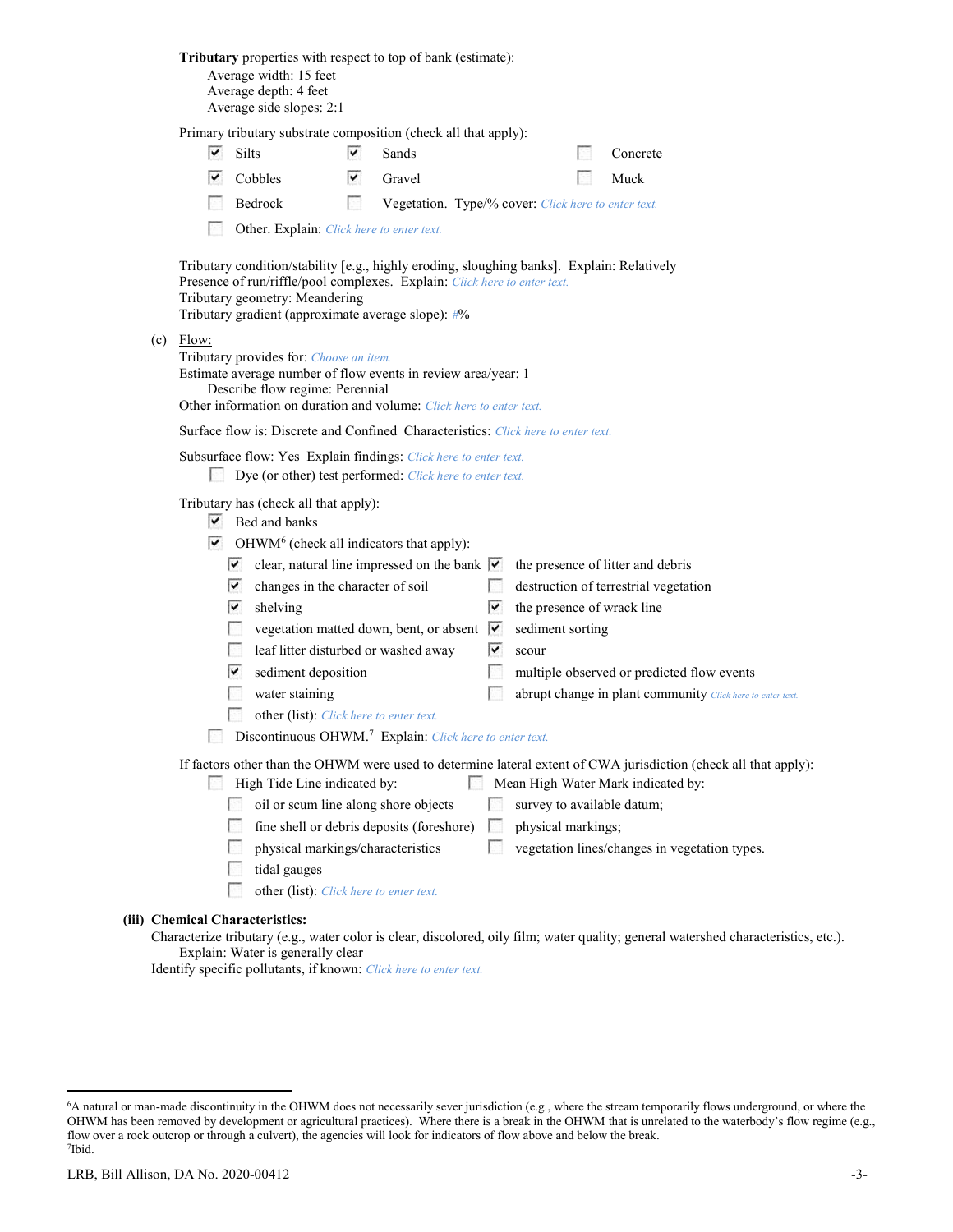**Tributary** properties with respect to top of bank (estimate):

Average width: 15 feet
Average depth: 4 feet
Average side slopes: 2:1

Primary tributary substrate composition (check all that apply):

- [x] Silts
- [x] Sands
- [ ] Concrete
- [x] Cobbles
- [x] Gravel
- [ ] Muck
- [ ] Bedrock
- [ ] Vegetation. Type/% cover: Click here to enter text.
- [ ] Other. Explain: Click here to enter text.

Tributary condition/stability [e.g., highly eroding, sloughing banks]. Explain: Relatively
Presence of run/riffle/pool complexes. Explain: Click here to enter text.
Tributary geometry: Meandering
Tributary gradient (approximate average slope): #%

(c) Flow:

Tributary provides for: Choose an item.
Estimate average number of flow events in review area/year: 1
Describe flow regime: Perennial
Other information on duration and volume: Click here to enter text.

Surface flow is: Discrete and Confined Characteristics: Click here to enter text.

Subsurface flow: Yes Explain findings: Click here to enter text.

- [ ] Dye (or other) test performed: Click here to enter text.

Tributary has (check all that apply):

- [x] Bed and banks
- [x] OHWM[6] (check all indicators that apply):
  - [x] clear, natural line impressed on the bank
  - [x] the presence of litter and debris
  - [x] changes in the character of soil
  - [ ] destruction of terrestrial vegetation
  - [x] shelving
  - [x] the presence of wrack line
  - [ ] vegetation matted down, bent, or absent
  - [x] sediment sorting
  - [ ] leaf litter disturbed or washed away
  - [x] scour
  - [x] sediment deposition
  - [ ] multiple observed or predicted flow events
  - [ ] water staining
  - [ ] abrupt change in plant community Click here to enter text.
  - [ ] other (list): Click here to enter text.
- [ ] Discontinuous OHWM.[7] Explain: Click here to enter text.

If factors other than the OHWM were used to determine lateral extent of CWA jurisdiction (check all that apply):

- [ ] High Tide Line indicated by:
  - [ ] oil or scum line along shore objects
  - [ ] fine shell or debris deposits (foreshore)
  - [ ] physical markings/characteristics
  - [ ] tidal gauges
  - [ ] other (list): Click here to enter text.
- [ ] Mean High Water Mark indicated by:
  - [ ] survey to available datum;
  - [ ] physical markings;
  - [ ] vegetation lines/changes in vegetation types.

**(iii) Chemical Characteristics:**

Characterize tributary (e.g., water color is clear, discolored, oily film; water quality; general watershed characteristics, etc.).
Explain: Water is generally clear
Identify specific pollutants, if known: Click here to enter text.

---

[6] A natural or man-made discontinuity in the OHWM does not necessarily sever jurisdiction (e.g., where the stream temporarily flows underground, or where the OHWM has been removed by development or agricultural practices). Where there is a break in the OHWM that is unrelated to the waterbody's flow regime (e.g., flow over a rock outcrop or through a culvert), the agencies will look for indicators of flow above and below the break.
[7] Ibid.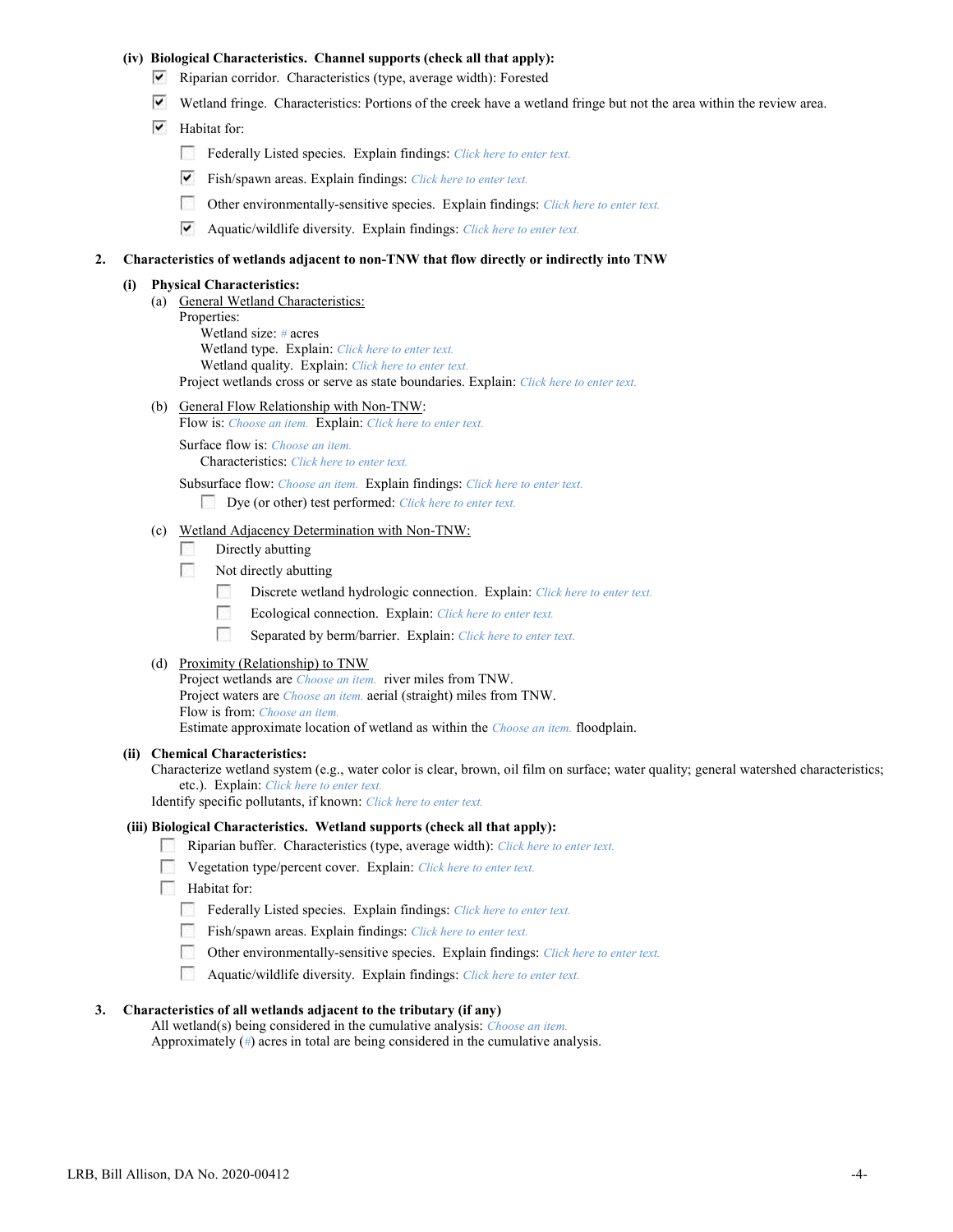**(iv) Biological Characteristics. Channel supports (check all that apply):**

- ☑ Riparian corridor. Characteristics (type, average width): Forested
- ☑ Wetland fringe. Characteristics: Portions of the creek have a wetland fringe but not the area within the review area.
- ☑ Habitat for:
  - ☐ Federally Listed species. Explain findings: *Click here to enter text.*
  - ☑ Fish/spawn areas. Explain findings: *Click here to enter text.*
  - ☐ Other environmentally-sensitive species. Explain findings: *Click here to enter text.*
  - ☑ Aquatic/wildlife diversity. Explain findings: *Click here to enter text.*

**2. Characteristics of wetlands adjacent to non-TNW that flow directly or indirectly into TNW**

**(i) Physical Characteristics:**

(a) General Wetland Characteristics:

Properties:

Wetland size: *#* acres

Wetland type. Explain: *Click here to enter text.*

Wetland quality. Explain: *Click here to enter text.*

Project wetlands cross or serve as state boundaries. Explain: *Click here to enter text.*

(b) General Flow Relationship with Non-TNW:

Flow is: *Choose an item.* Explain: *Click here to enter text.*

Surface flow is: *Choose an item.*

Characteristics: *Click here to enter text.*

Subsurface flow: *Choose an item.* Explain findings: *Click here to enter text.*

☐ Dye (or other) test performed: *Click here to enter text.*

(c) Wetland Adjacency Determination with Non-TNW:

- ☐ Directly abutting
- ☐ Not directly abutting
  - ☐ Discrete wetland hydrologic connection. Explain: *Click here to enter text.*
  - ☐ Ecological connection. Explain: *Click here to enter text.*
  - ☐ Separated by berm/barrier. Explain: *Click here to enter text.*

(d) Proximity (Relationship) to TNW

Project wetlands are *Choose an item.* river miles from TNW.

Project waters are *Choose an item.* aerial (straight) miles from TNW.

Flow is from: *Choose an item.*

Estimate approximate location of wetland as within the *Choose an item.* floodplain.

**(ii) Chemical Characteristics:**

Characterize wetland system (e.g., water color is clear, brown, oil film on surface; water quality; general watershed characteristics; etc.). Explain: *Click here to enter text.*

Identify specific pollutants, if known: *Click here to enter text.*

**(iii) Biological Characteristics. Wetland supports (check all that apply):**

- ☐ Riparian buffer. Characteristics (type, average width): *Click here to enter text.*
- ☐ Vegetation type/percent cover. Explain: *Click here to enter text.*
- ☐ Habitat for:
  - ☐ Federally Listed species. Explain findings: *Click here to enter text.*
  - ☐ Fish/spawn areas. Explain findings: *Click here to enter text.*
  - ☐ Other environmentally-sensitive species. Explain findings: *Click here to enter text.*
  - ☐ Aquatic/wildlife diversity. Explain findings: *Click here to enter text.*

**3. Characteristics of all wetlands adjacent to the tributary (if any)**

All wetland(s) being considered in the cumulative analysis: *Choose an item.*

Approximately (*#*) acres in total are being considered in the cumulative analysis.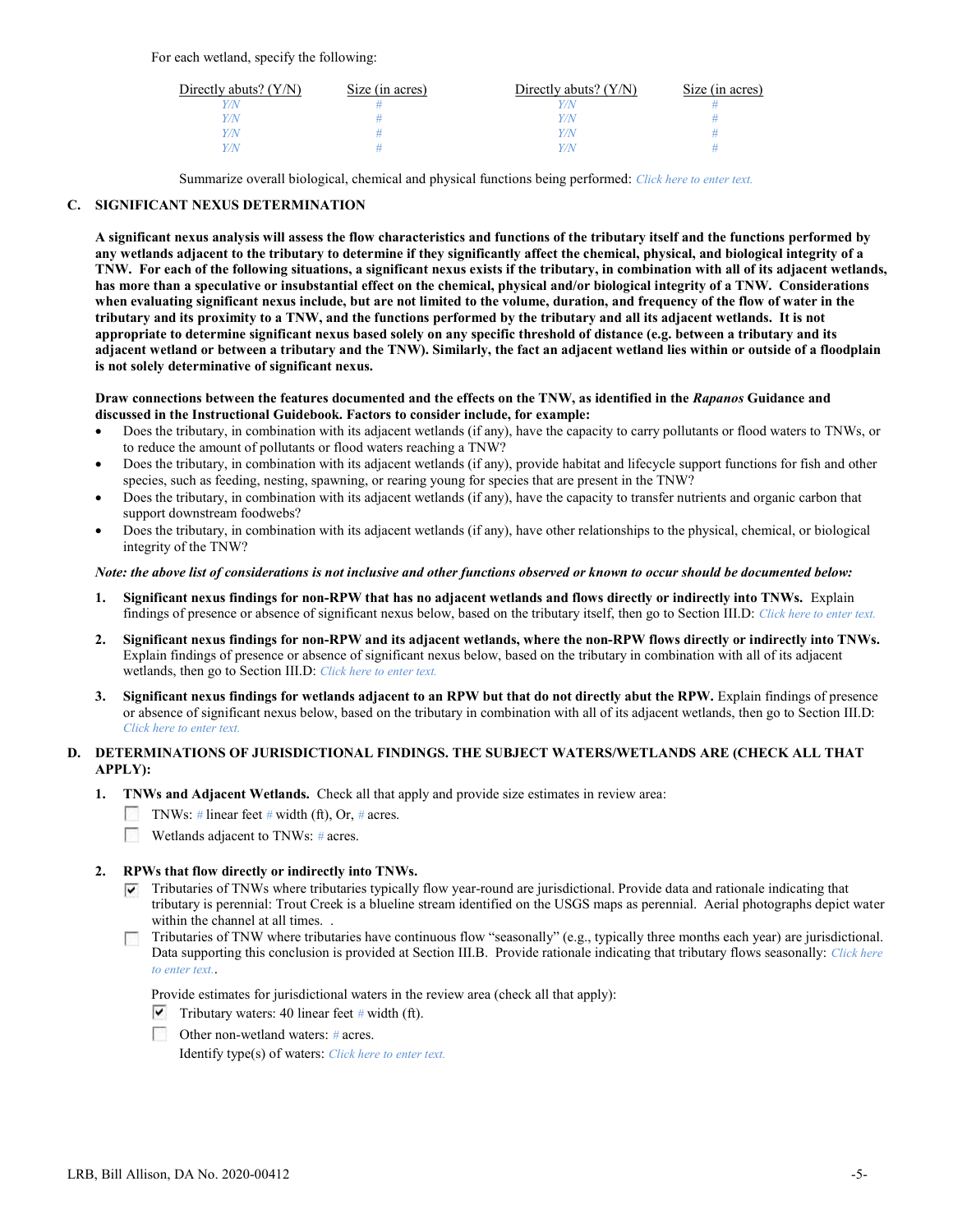For each wetland, specify the following:

| Directly abuts? (Y/N) | Size (in acres) | Directly abuts? (Y/N) | Size (in acres) |
|---|---|---|---|
| Y/N | # | Y/N | # |
| Y/N | # | Y/N | # |
| Y/N | # | Y/N | # |
| Y/N | # | Y/N | # |

Summarize overall biological, chemical and physical functions being performed: Click here to enter text.

## C. SIGNIFICANT NEXUS DETERMINATION

**A significant nexus analysis will assess the flow characteristics and functions of the tributary itself and the functions performed by any wetlands adjacent to the tributary to determine if they significantly affect the chemical, physical, and biological integrity of a TNW. For each of the following situations, a significant nexus exists if the tributary, in combination with all of its adjacent wetlands, has more than a speculative or insubstantial effect on the chemical, physical and/or biological integrity of a TNW. Considerations when evaluating significant nexus include, but are not limited to the volume, duration, and frequency of the flow of water in the tributary and its proximity to a TNW, and the functions performed by the tributary and all its adjacent wetlands. It is not appropriate to determine significant nexus based solely on any specific threshold of distance (e.g. between a tributary and its adjacent wetland or between a tributary and the TNW). Similarly, the fact an adjacent wetland lies within or outside of a floodplain is not solely determinative of significant nexus.**

**Draw connections between the features documented and the effects on the TNW, as identified in the *Rapanos* Guidance and discussed in the Instructional Guidebook. Factors to consider include, for example:**

- Does the tributary, in combination with its adjacent wetlands (if any), have the capacity to carry pollutants or flood waters to TNWs, or to reduce the amount of pollutants or flood waters reaching a TNW?
- Does the tributary, in combination with its adjacent wetlands (if any), provide habitat and lifecycle support functions for fish and other species, such as feeding, nesting, spawning, or rearing young for species that are present in the TNW?
- Does the tributary, in combination with its adjacent wetlands (if any), have the capacity to transfer nutrients and organic carbon that support downstream foodwebs?
- Does the tributary, in combination with its adjacent wetlands (if any), have other relationships to the physical, chemical, or biological integrity of the TNW?

***Note: the above list of considerations is not inclusive and other functions observed or known to occur should be documented below:***

1. **Significant nexus findings for non-RPW that has no adjacent wetlands and flows directly or indirectly into TNWs.** Explain findings of presence or absence of significant nexus below, based on the tributary itself, then go to Section III.D: Click here to enter text.

2. **Significant nexus findings for non-RPW and its adjacent wetlands, where the non-RPW flows directly or indirectly into TNWs.** Explain findings of presence or absence of significant nexus below, based on the tributary in combination with all of its adjacent wetlands, then go to Section III.D: Click here to enter text.

3. **Significant nexus findings for wetlands adjacent to an RPW but that do not directly abut the RPW.** Explain findings of presence or absence of significant nexus below, based on the tributary in combination with all of its adjacent wetlands, then go to Section III.D: Click here to enter text.

## D. DETERMINATIONS OF JURISDICTIONAL FINDINGS. THE SUBJECT WATERS/WETLANDS ARE (CHECK ALL THAT APPLY):

1. **TNWs and Adjacent Wetlands.** Check all that apply and provide size estimates in review area:
   - ☐ TNWs: # linear feet # width (ft), Or, # acres.
   - ☐ Wetlands adjacent to TNWs: # acres.

2. **RPWs that flow directly or indirectly into TNWs.**
   - ☑ Tributaries of TNWs where tributaries typically flow year-round are jurisdictional. Provide data and rationale indicating that tributary is perennial: Trout Creek is a blueline stream identified on the USGS maps as perennial. Aerial photographs depict water within the channel at all times. .
   - ☐ Tributaries of TNW where tributaries have continuous flow "seasonally" (e.g., typically three months each year) are jurisdictional. Data supporting this conclusion is provided at Section III.B. Provide rationale indicating that tributary flows seasonally: Click here to enter text..

   Provide estimates for jurisdictional waters in the review area (check all that apply):
   - ☑ Tributary waters: 40 linear feet # width (ft).
   - ☐ Other non-wetland waters: # acres.

     Identify type(s) of waters: Click here to enter text.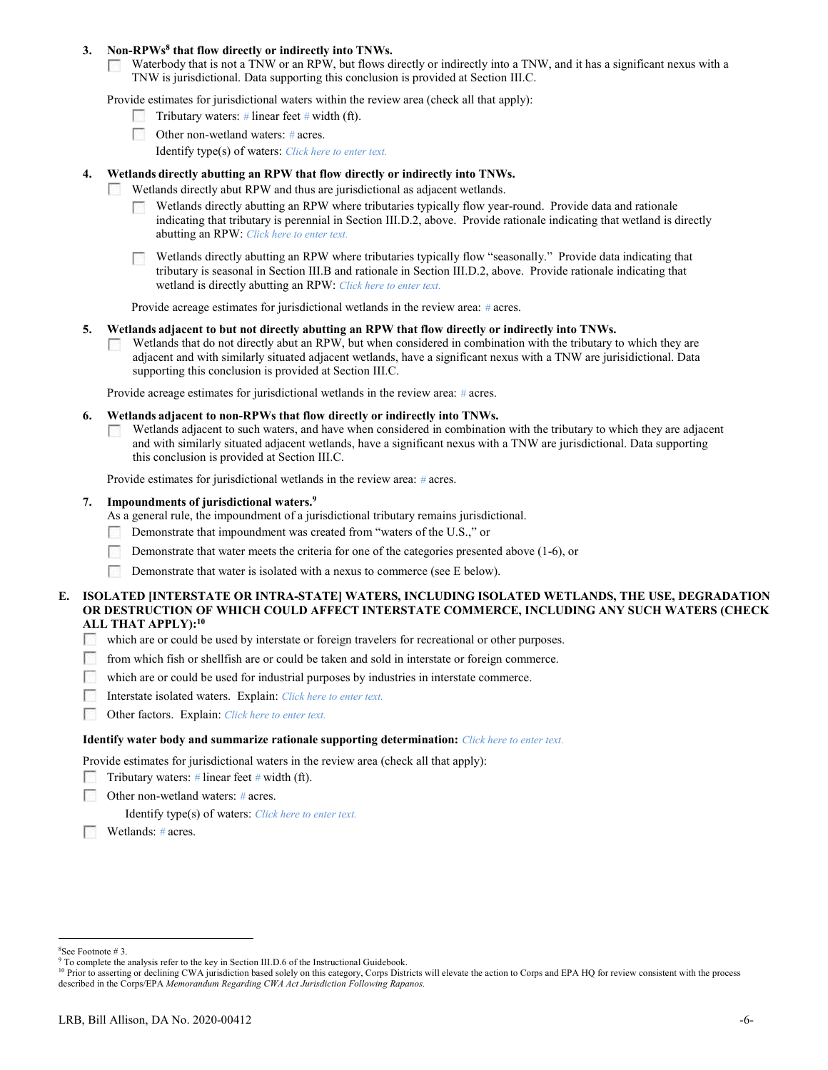**3. Non-RPWs[8] that flow directly or indirectly into TNWs.**

☐ Waterbody that is not a TNW or an RPW, but flows directly or indirectly into a TNW, and it has a significant nexus with a TNW is jurisdictional. Data supporting this conclusion is provided at Section III.C.

Provide estimates for jurisdictional waters within the review area (check all that apply):

☐ Tributary waters: # linear feet # width (ft).

☐ Other non-wetland waters: # acres.

Identify type(s) of waters: *Click here to enter text.*

**4. Wetlands directly abutting an RPW that flow directly or indirectly into TNWs.**

☐ Wetlands directly abut RPW and thus are jurisdictional as adjacent wetlands.

☐ Wetlands directly abutting an RPW where tributaries typically flow year-round. Provide data and rationale indicating that tributary is perennial in Section III.D.2, above. Provide rationale indicating that wetland is directly abutting an RPW: *Click here to enter text.*

☐ Wetlands directly abutting an RPW where tributaries typically flow "seasonally." Provide data indicating that tributary is seasonal in Section III.B and rationale in Section III.D.2, above. Provide rationale indicating that wetland is directly abutting an RPW: *Click here to enter text.*

Provide acreage estimates for jurisdictional wetlands in the review area: # acres.

**5. Wetlands adjacent to but not directly abutting an RPW that flow directly or indirectly into TNWs.**

☐ Wetlands that do not directly abut an RPW, but when considered in combination with the tributary to which they are adjacent and with similarly situated adjacent wetlands, have a significant nexus with a TNW are jurisidictional. Data supporting this conclusion is provided at Section III.C.

Provide acreage estimates for jurisdictional wetlands in the review area: # acres.

**6. Wetlands adjacent to non-RPWs that flow directly or indirectly into TNWs.**

☐ Wetlands adjacent to such waters, and have when considered in combination with the tributary to which they are adjacent and with similarly situated adjacent wetlands, have a significant nexus with a TNW are jurisdictional. Data supporting this conclusion is provided at Section III.C.

Provide estimates for jurisdictional wetlands in the review area: # acres.

**7. Impoundments of jurisdictional waters.[9]**

As a general rule, the impoundment of a jurisdictional tributary remains jurisdictional.

☐ Demonstrate that impoundment was created from "waters of the U.S.," or

☐ Demonstrate that water meets the criteria for one of the categories presented above (1-6), or

☐ Demonstrate that water is isolated with a nexus to commerce (see E below).

**E. ISOLATED [INTERSTATE OR INTRA-STATE] WATERS, INCLUDING ISOLATED WETLANDS, THE USE, DEGRADATION OR DESTRUCTION OF WHICH COULD AFFECT INTERSTATE COMMERCE, INCLUDING ANY SUCH WATERS (CHECK ALL THAT APPLY):[10]**

☐ which are or could be used by interstate or foreign travelers for recreational or other purposes.

☐ from which fish or shellfish are or could be taken and sold in interstate or foreign commerce.

☐ which are or could be used for industrial purposes by industries in interstate commerce.

☐ Interstate isolated waters. Explain: *Click here to enter text.*

☐ Other factors. Explain: *Click here to enter text.*

**Identify water body and summarize rationale supporting determination:** *Click here to enter text.*

Provide estimates for jurisdictional waters in the review area (check all that apply):

☐ Tributary waters: # linear feet # width (ft).

☐ Other non-wetland waters: # acres.

Identify type(s) of waters: *Click here to enter text.*

☐ Wetlands: # acres.

---

[8] See Footnote # 3.

[9] To complete the analysis refer to the key in Section III.D.6 of the Instructional Guidebook.

[10] Prior to asserting or declining CWA jurisdiction based solely on this category, Corps Districts will elevate the action to Corps and EPA HQ for review consistent with the process described in the Corps/EPA *Memorandum Regarding CWA Act Jurisdiction Following Rapanos.*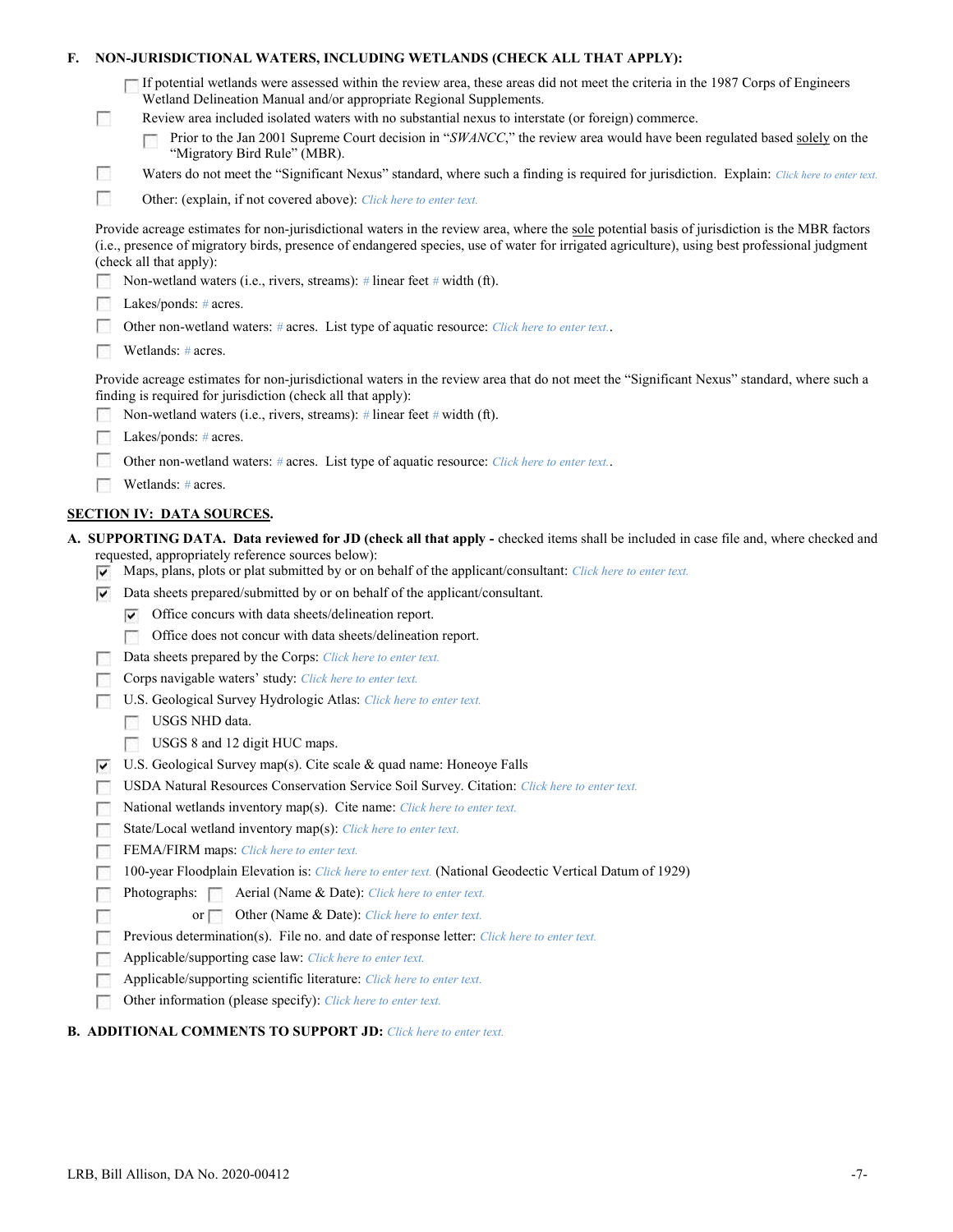**F. NON-JURISDICTIONAL WATERS, INCLUDING WETLANDS (CHECK ALL THAT APPLY):**

- ☐ If potential wetlands were assessed within the review area, these areas did not meet the criteria in the 1987 Corps of Engineers Wetland Delineation Manual and/or appropriate Regional Supplements.
- ☐ Review area included isolated waters with no substantial nexus to interstate (or foreign) commerce.
  - ☐ Prior to the Jan 2001 Supreme Court decision in "*SWANCC*," the review area would have been regulated based solely on the "Migratory Bird Rule" (MBR).
- ☐ Waters do not meet the "Significant Nexus" standard, where such a finding is required for jurisdiction. Explain: *Click here to enter text.*
- ☐ Other: (explain, if not covered above): *Click here to enter text.*

Provide acreage estimates for non-jurisdictional waters in the review area, where the sole potential basis of jurisdiction is the MBR factors (i.e., presence of migratory birds, presence of endangered species, use of water for irrigated agriculture), using best professional judgment (check all that apply):

- ☐ Non-wetland waters (i.e., rivers, streams): # linear feet # width (ft).
- ☐ Lakes/ponds: # acres.
- ☐ Other non-wetland waters: # acres. List type of aquatic resource: *Click here to enter text.*.
- ☐ Wetlands: # acres.

Provide acreage estimates for non-jurisdictional waters in the review area that do not meet the "Significant Nexus" standard, where such a finding is required for jurisdiction (check all that apply):

- ☐ Non-wetland waters (i.e., rivers, streams): # linear feet # width (ft).
- ☐ Lakes/ponds: # acres.
- ☐ Other non-wetland waters: # acres. List type of aquatic resource: *Click here to enter text.*.
- ☐ Wetlands: # acres.

## SECTION IV: DATA SOURCES.

**A. SUPPORTING DATA. Data reviewed for JD (check all that apply -** checked items shall be included in case file and, where checked and requested, appropriately reference sources below):

- ☑ Maps, plans, plots or plat submitted by or on behalf of the applicant/consultant: *Click here to enter text.*
- ☑ Data sheets prepared/submitted by or on behalf of the applicant/consultant.
  - ☑ Office concurs with data sheets/delineation report.
  - ☐ Office does not concur with data sheets/delineation report.
- ☐ Data sheets prepared by the Corps: *Click here to enter text.*
- ☐ Corps navigable waters' study: *Click here to enter text.*
- ☐ U.S. Geological Survey Hydrologic Atlas: *Click here to enter text.*
  - ☐ USGS NHD data.
  - ☐ USGS 8 and 12 digit HUC maps.
- ☑ U.S. Geological Survey map(s). Cite scale & quad name: Honeoye Falls
- ☐ USDA Natural Resources Conservation Service Soil Survey. Citation: *Click here to enter text.*
- ☐ National wetlands inventory map(s). Cite name: *Click here to enter text.*
- ☐ State/Local wetland inventory map(s): *Click here to enter text.*
- ☐ FEMA/FIRM maps: *Click here to enter text.*
- ☐ 100-year Floodplain Elevation is: *Click here to enter text.* (National Geodectic Vertical Datum of 1929)
- ☐ Photographs: ☐ Aerial (Name & Date): *Click here to enter text.*
- ☐ or ☐ Other (Name & Date): *Click here to enter text.*
- ☐ Previous determination(s). File no. and date of response letter: *Click here to enter text.*
- ☐ Applicable/supporting case law: *Click here to enter text.*
- ☐ Applicable/supporting scientific literature: *Click here to enter text.*
- ☐ Other information (please specify): *Click here to enter text.*

**B. ADDITIONAL COMMENTS TO SUPPORT JD:** *Click here to enter text.*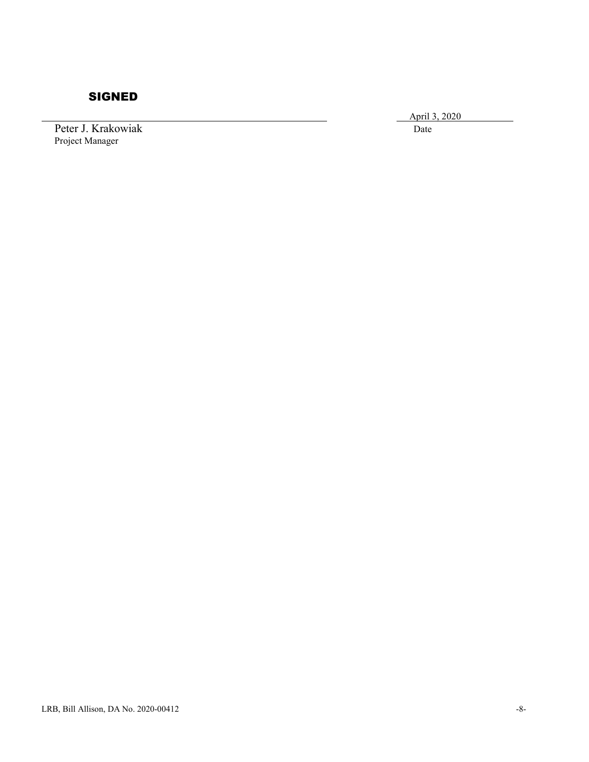**SIGNED**

Peter J. Krakowiak
Project Manager

April 3, 2020
Date